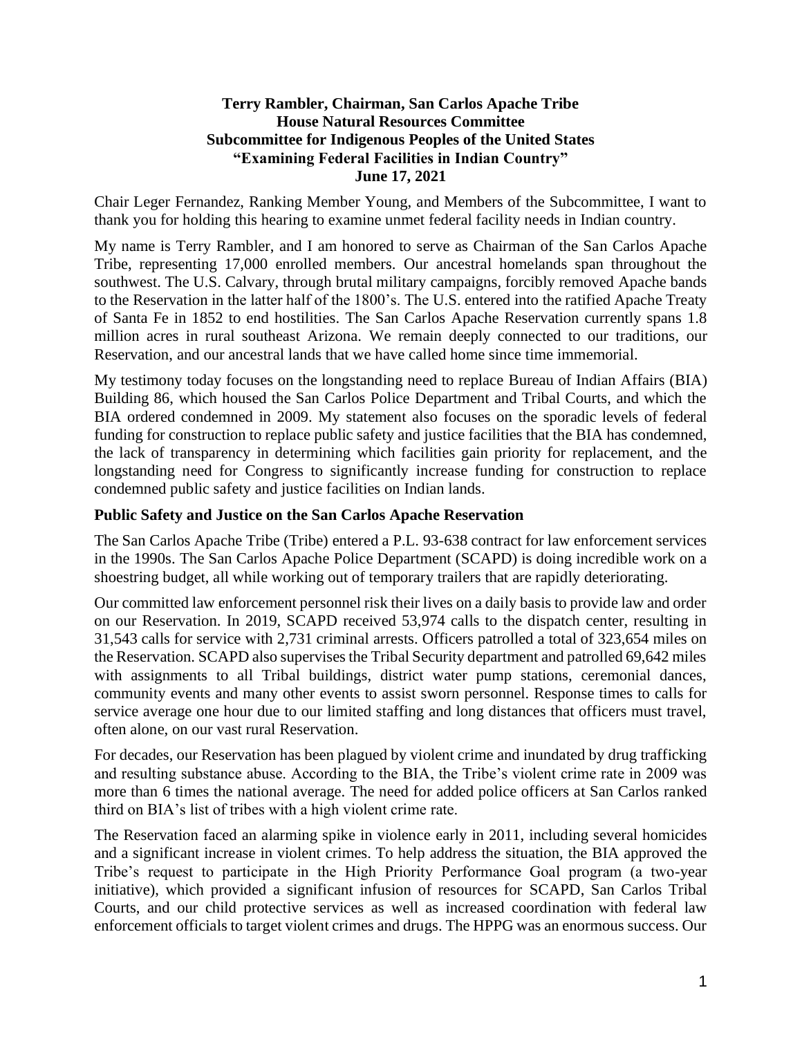**Terry Rambler, Chairman, San Carlos Apache Tribe**
**House Natural Resources Committee**
**Subcommittee for Indigenous Peoples of the United States**
**"Examining Federal Facilities in Indian Country"**
**June 17, 2021**

Chair Leger Fernandez, Ranking Member Young, and Members of the Subcommittee, I want to thank you for holding this hearing to examine unmet federal facility needs in Indian country.

My name is Terry Rambler, and I am honored to serve as Chairman of the San Carlos Apache Tribe, representing 17,000 enrolled members. Our ancestral homelands span throughout the southwest. The U.S. Calvary, through brutal military campaigns, forcibly removed Apache bands to the Reservation in the latter half of the 1800's. The U.S. entered into the ratified Apache Treaty of Santa Fe in 1852 to end hostilities. The San Carlos Apache Reservation currently spans 1.8 million acres in rural southeast Arizona. We remain deeply connected to our traditions, our Reservation, and our ancestral lands that we have called home since time immemorial.

My testimony today focuses on the longstanding need to replace Bureau of Indian Affairs (BIA) Building 86, which housed the San Carlos Police Department and Tribal Courts, and which the BIA ordered condemned in 2009. My statement also focuses on the sporadic levels of federal funding for construction to replace public safety and justice facilities that the BIA has condemned, the lack of transparency in determining which facilities gain priority for replacement, and the longstanding need for Congress to significantly increase funding for construction to replace condemned public safety and justice facilities on Indian lands.

## Public Safety and Justice on the San Carlos Apache Reservation

The San Carlos Apache Tribe (Tribe) entered a P.L. 93-638 contract for law enforcement services in the 1990s. The San Carlos Apache Police Department (SCAPD) is doing incredible work on a shoestring budget, all while working out of temporary trailers that are rapidly deteriorating.

Our committed law enforcement personnel risk their lives on a daily basis to provide law and order on our Reservation. In 2019, SCAPD received 53,974 calls to the dispatch center, resulting in 31,543 calls for service with 2,731 criminal arrests. Officers patrolled a total of 323,654 miles on the Reservation. SCAPD also supervises the Tribal Security department and patrolled 69,642 miles with assignments to all Tribal buildings, district water pump stations, ceremonial dances, community events and many other events to assist sworn personnel. Response times to calls for service average one hour due to our limited staffing and long distances that officers must travel, often alone, on our vast rural Reservation.

For decades, our Reservation has been plagued by violent crime and inundated by drug trafficking and resulting substance abuse. According to the BIA, the Tribe's violent crime rate in 2009 was more than 6 times the national average. The need for added police officers at San Carlos ranked third on BIA's list of tribes with a high violent crime rate.

The Reservation faced an alarming spike in violence early in 2011, including several homicides and a significant increase in violent crimes. To help address the situation, the BIA approved the Tribe's request to participate in the High Priority Performance Goal program (a two-year initiative), which provided a significant infusion of resources for SCAPD, San Carlos Tribal Courts, and our child protective services as well as increased coordination with federal law enforcement officials to target violent crimes and drugs. The HPPG was an enormous success. Our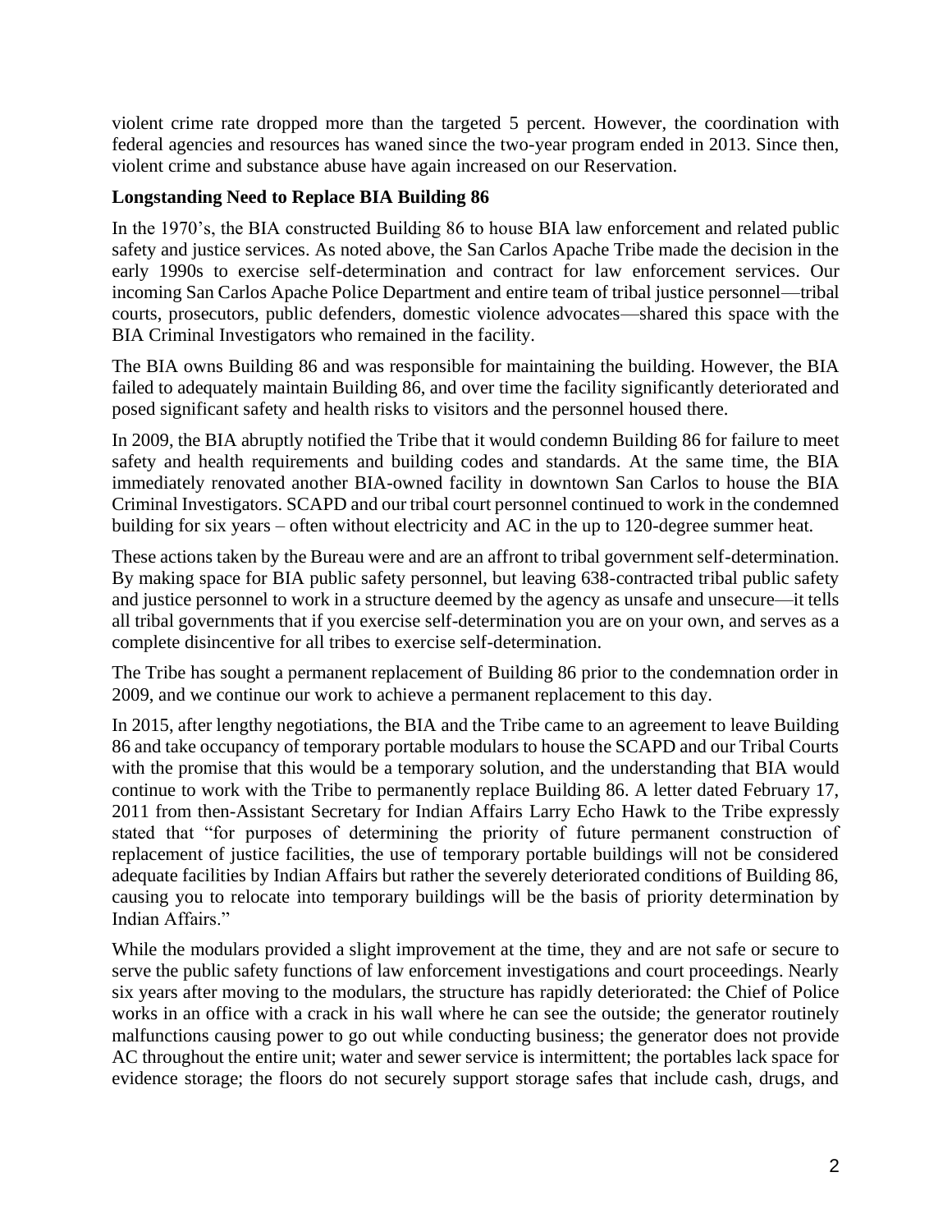violent crime rate dropped more than the targeted 5 percent. However, the coordination with federal agencies and resources has waned since the two-year program ended in 2013. Since then, violent crime and substance abuse have again increased on our Reservation.

**Longstanding Need to Replace BIA Building 86**

In the 1970's, the BIA constructed Building 86 to house BIA law enforcement and related public safety and justice services. As noted above, the San Carlos Apache Tribe made the decision in the early 1990s to exercise self-determination and contract for law enforcement services. Our incoming San Carlos Apache Police Department and entire team of tribal justice personnel—tribal courts, prosecutors, public defenders, domestic violence advocates—shared this space with the BIA Criminal Investigators who remained in the facility.

The BIA owns Building 86 and was responsible for maintaining the building. However, the BIA failed to adequately maintain Building 86, and over time the facility significantly deteriorated and posed significant safety and health risks to visitors and the personnel housed there.

In 2009, the BIA abruptly notified the Tribe that it would condemn Building 86 for failure to meet safety and health requirements and building codes and standards. At the same time, the BIA immediately renovated another BIA-owned facility in downtown San Carlos to house the BIA Criminal Investigators. SCAPD and our tribal court personnel continued to work in the condemned building for six years – often without electricity and AC in the up to 120-degree summer heat.

These actions taken by the Bureau were and are an affront to tribal government self-determination. By making space for BIA public safety personnel, but leaving 638-contracted tribal public safety and justice personnel to work in a structure deemed by the agency as unsafe and unsecure—it tells all tribal governments that if you exercise self-determination you are on your own, and serves as a complete disincentive for all tribes to exercise self-determination.

The Tribe has sought a permanent replacement of Building 86 prior to the condemnation order in 2009, and we continue our work to achieve a permanent replacement to this day.

In 2015, after lengthy negotiations, the BIA and the Tribe came to an agreement to leave Building 86 and take occupancy of temporary portable modulars to house the SCAPD and our Tribal Courts with the promise that this would be a temporary solution, and the understanding that BIA would continue to work with the Tribe to permanently replace Building 86. A letter dated February 17, 2011 from then-Assistant Secretary for Indian Affairs Larry Echo Hawk to the Tribe expressly stated that "for purposes of determining the priority of future permanent construction of replacement of justice facilities, the use of temporary portable buildings will not be considered adequate facilities by Indian Affairs but rather the severely deteriorated conditions of Building 86, causing you to relocate into temporary buildings will be the basis of priority determination by Indian Affairs."

While the modulars provided a slight improvement at the time, they and are not safe or secure to serve the public safety functions of law enforcement investigations and court proceedings. Nearly six years after moving to the modulars, the structure has rapidly deteriorated: the Chief of Police works in an office with a crack in his wall where he can see the outside; the generator routinely malfunctions causing power to go out while conducting business; the generator does not provide AC throughout the entire unit; water and sewer service is intermittent; the portables lack space for evidence storage; the floors do not securely support storage safes that include cash, drugs, and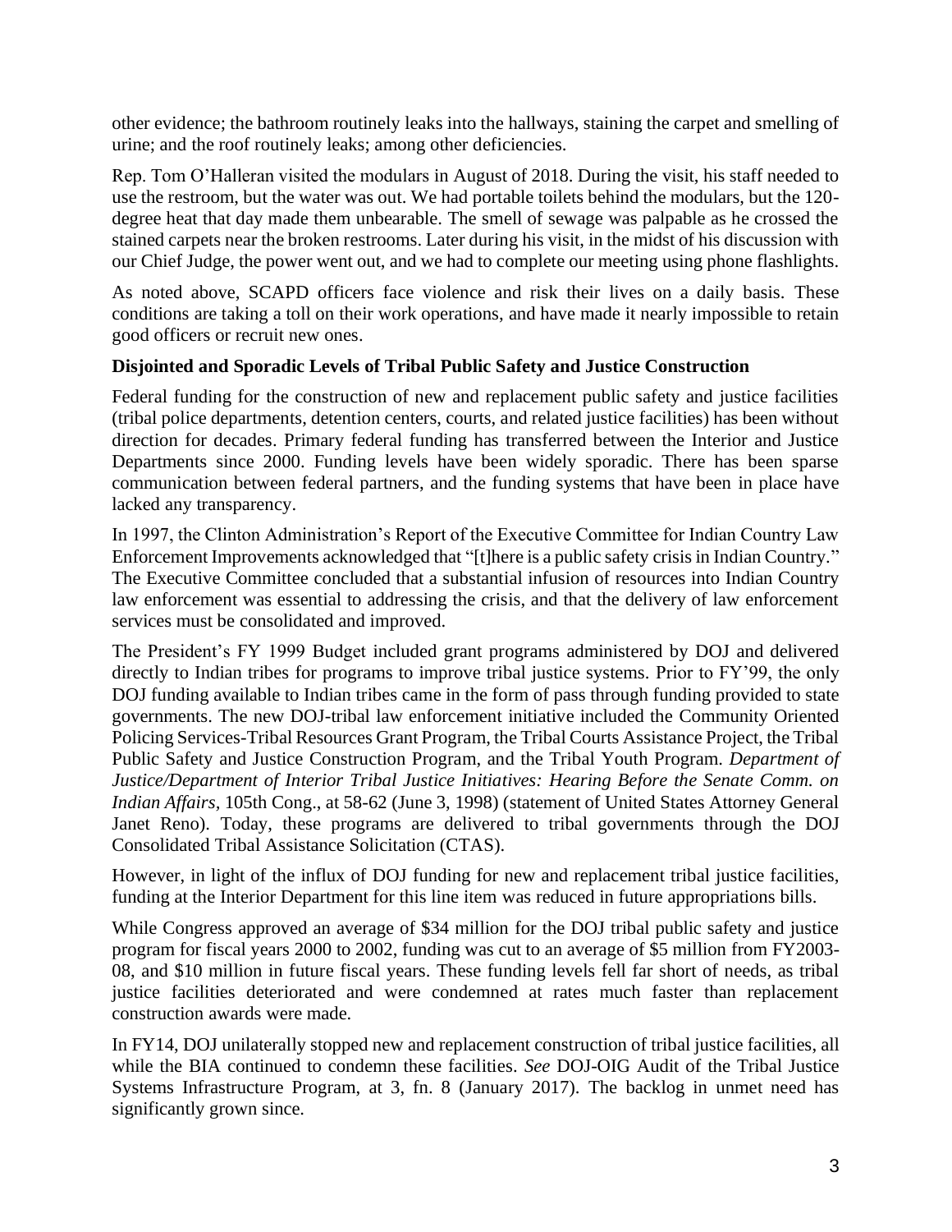other evidence; the bathroom routinely leaks into the hallways, staining the carpet and smelling of urine; and the roof routinely leaks; among other deficiencies.

Rep. Tom O'Halleran visited the modulars in August of 2018. During the visit, his staff needed to use the restroom, but the water was out. We had portable toilets behind the modulars, but the 120-degree heat that day made them unbearable. The smell of sewage was palpable as he crossed the stained carpets near the broken restrooms. Later during his visit, in the midst of his discussion with our Chief Judge, the power went out, and we had to complete our meeting using phone flashlights.

As noted above, SCAPD officers face violence and risk their lives on a daily basis. These conditions are taking a toll on their work operations, and have made it nearly impossible to retain good officers or recruit new ones.

**Disjointed and Sporadic Levels of Tribal Public Safety and Justice Construction**

Federal funding for the construction of new and replacement public safety and justice facilities (tribal police departments, detention centers, courts, and related justice facilities) has been without direction for decades. Primary federal funding has transferred between the Interior and Justice Departments since 2000. Funding levels have been widely sporadic. There has been sparse communication between federal partners, and the funding systems that have been in place have lacked any transparency.

In 1997, the Clinton Administration's Report of the Executive Committee for Indian Country Law Enforcement Improvements acknowledged that "[t]here is a public safety crisis in Indian Country." The Executive Committee concluded that a substantial infusion of resources into Indian Country law enforcement was essential to addressing the crisis, and that the delivery of law enforcement services must be consolidated and improved.

The President's FY 1999 Budget included grant programs administered by DOJ and delivered directly to Indian tribes for programs to improve tribal justice systems. Prior to FY'99, the only DOJ funding available to Indian tribes came in the form of pass through funding provided to state governments. The new DOJ-tribal law enforcement initiative included the Community Oriented Policing Services-Tribal Resources Grant Program, the Tribal Courts Assistance Project, the Tribal Public Safety and Justice Construction Program, and the Tribal Youth Program. *Department of Justice/Department of Interior Tribal Justice Initiatives: Hearing Before the Senate Comm. on Indian Affairs*, 105th Cong., at 58-62 (June 3, 1998) (statement of United States Attorney General Janet Reno). Today, these programs are delivered to tribal governments through the DOJ Consolidated Tribal Assistance Solicitation (CTAS).

However, in light of the influx of DOJ funding for new and replacement tribal justice facilities, funding at the Interior Department for this line item was reduced in future appropriations bills.

While Congress approved an average of $34 million for the DOJ tribal public safety and justice program for fiscal years 2000 to 2002, funding was cut to an average of $5 million from FY2003-08, and $10 million in future fiscal years. These funding levels fell far short of needs, as tribal justice facilities deteriorated and were condemned at rates much faster than replacement construction awards were made.

In FY14, DOJ unilaterally stopped new and replacement construction of tribal justice facilities, all while the BIA continued to condemn these facilities. *See* DOJ-OIG Audit of the Tribal Justice Systems Infrastructure Program, at 3, fn. 8 (January 2017). The backlog in unmet need has significantly grown since.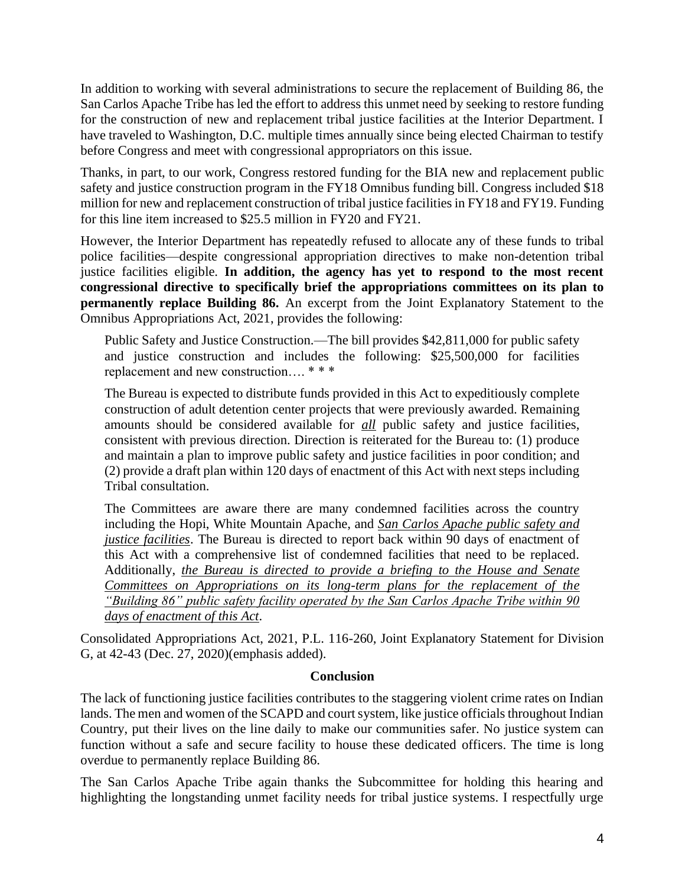In addition to working with several administrations to secure the replacement of Building 86, the San Carlos Apache Tribe has led the effort to address this unmet need by seeking to restore funding for the construction of new and replacement tribal justice facilities at the Interior Department. I have traveled to Washington, D.C. multiple times annually since being elected Chairman to testify before Congress and meet with congressional appropriators on this issue.

Thanks, in part, to our work, Congress restored funding for the BIA new and replacement public safety and justice construction program in the FY18 Omnibus funding bill. Congress included $18 million for new and replacement construction of tribal justice facilities in FY18 and FY19. Funding for this line item increased to $25.5 million in FY20 and FY21.

However, the Interior Department has repeatedly refused to allocate any of these funds to tribal police facilities—despite congressional appropriation directives to make non-detention tribal justice facilities eligible. **In addition, the agency has yet to respond to the most recent congressional directive to specifically brief the appropriations committees on its plan to permanently replace Building 86.** An excerpt from the Joint Explanatory Statement to the Omnibus Appropriations Act, 2021, provides the following:

> Public Safety and Justice Construction.—The bill provides $42,811,000 for public safety and justice construction and includes the following: $25,500,000 for facilities replacement and new construction…. * * *
>
> The Bureau is expected to distribute funds provided in this Act to expeditiously complete construction of adult detention center projects that were previously awarded. Remaining amounts should be considered available for <u>*all*</u> public safety and justice facilities, consistent with previous direction. Direction is reiterated for the Bureau to: (1) produce and maintain a plan to improve public safety and justice facilities in poor condition; and (2) provide a draft plan within 120 days of enactment of this Act with next steps including Tribal consultation.
>
> The Committees are aware there are many condemned facilities across the country including the Hopi, White Mountain Apache, and <u>*San Carlos Apache public safety and justice facilities*</u>. The Bureau is directed to report back within 90 days of enactment of this Act with a comprehensive list of condemned facilities that need to be replaced. Additionally, <u>*the Bureau is directed to provide a briefing to the House and Senate Committees on Appropriations on its long-term plans for the replacement of the "Building 86" public safety facility operated by the San Carlos Apache Tribe within 90 days of enactment of this Act*</u>.

Consolidated Appropriations Act, 2021, P.L. 116-260, Joint Explanatory Statement for Division G, at 42-43 (Dec. 27, 2020)(emphasis added).

**Conclusion**

The lack of functioning justice facilities contributes to the staggering violent crime rates on Indian lands. The men and women of the SCAPD and court system, like justice officials throughout Indian Country, put their lives on the line daily to make our communities safer. No justice system can function without a safe and secure facility to house these dedicated officers. The time is long overdue to permanently replace Building 86.

The San Carlos Apache Tribe again thanks the Subcommittee for holding this hearing and highlighting the longstanding unmet facility needs for tribal justice systems. I respectfully urge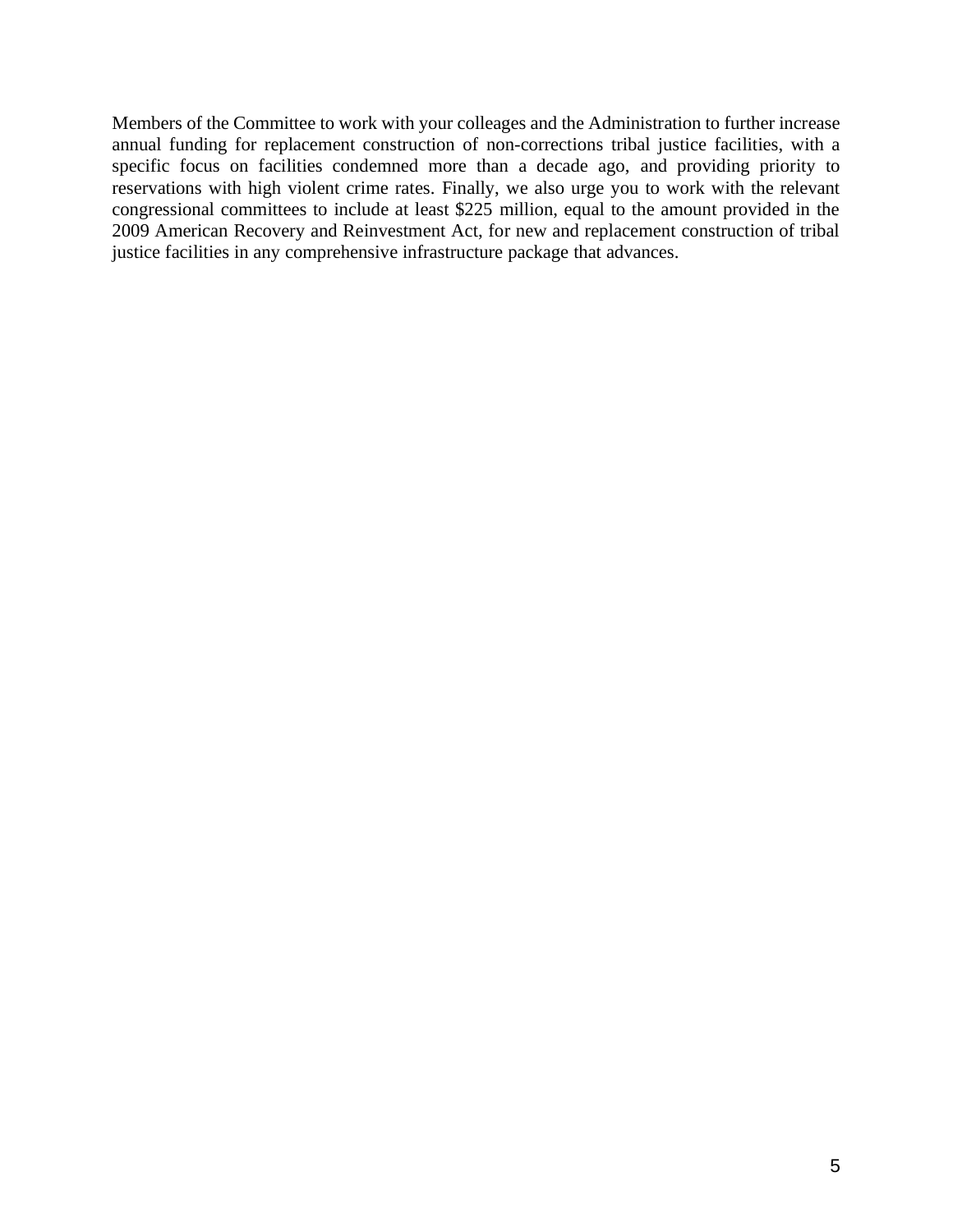Members of the Committee to work with your colleagues and the Administration to further increase annual funding for replacement construction of non-corrections tribal justice facilities, with a specific focus on facilities condemned more than a decade ago, and providing priority to reservations with high violent crime rates. Finally, we also urge you to work with the relevant congressional committees to include at least $225 million, equal to the amount provided in the 2009 American Recovery and Reinvestment Act, for new and replacement construction of tribal justice facilities in any comprehensive infrastructure package that advances.